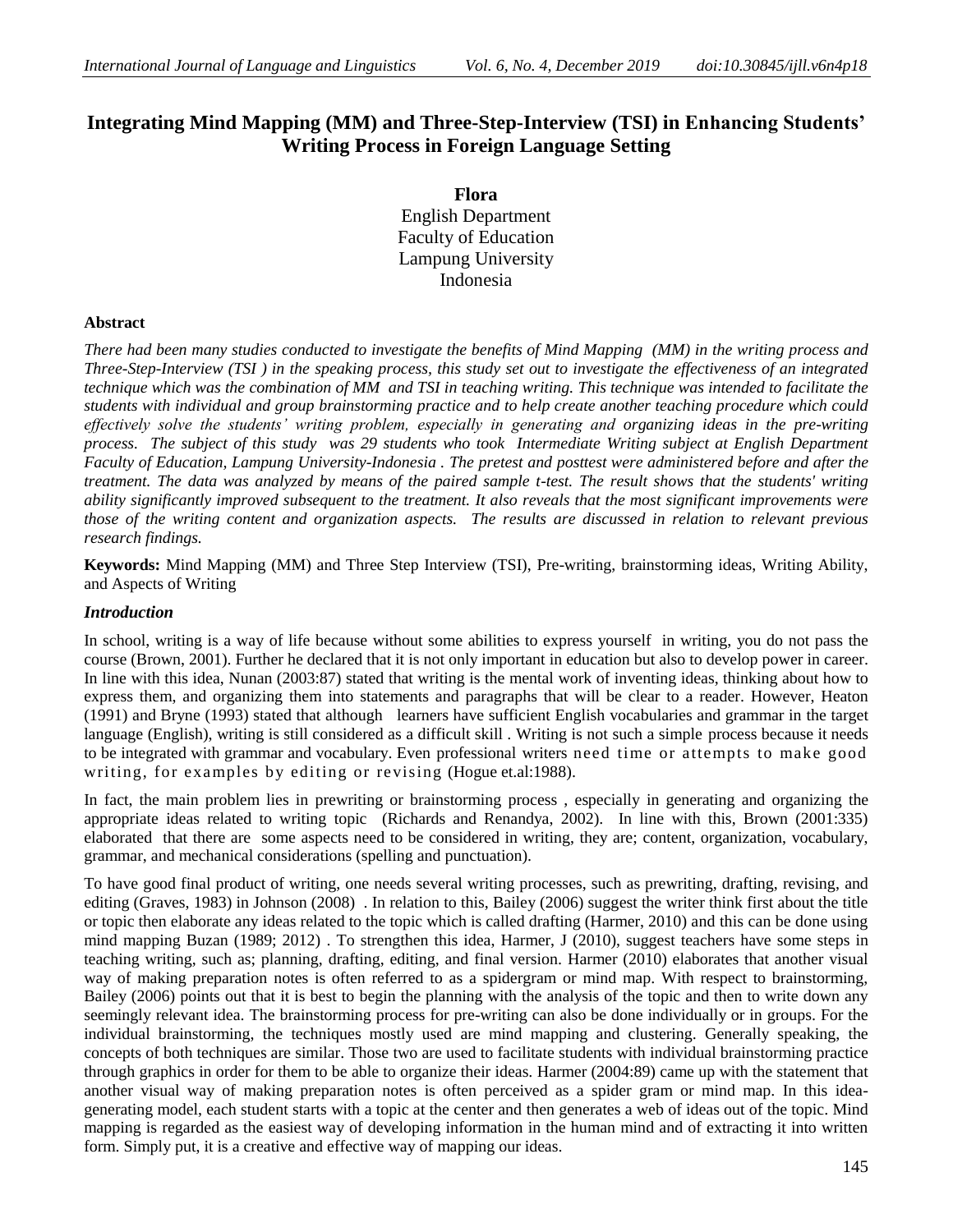# Integrating Mind Mapping (MM) and Three-Step-Interview (TSI) in Enhancing Students' Writing Process in Foreign Language Setting

**Flora**
English Department
Faculty of Education
Lampung University
Indonesia

### Abstract

*There had been many studies conducted to investigate the benefits of Mind Mapping (MM) in the writing process and Three-Step-Interview (TSI ) in the speaking process, this study set out to investigate the effectiveness of an integrated technique which was the combination of MM and TSI in teaching writing. This technique was intended to facilitate the students with individual and group brainstorming practice and to help create another teaching procedure which could effectively solve the students' writing problem, especially in generating and organizing ideas in the pre-writing process. The subject of this study was 29 students who took Intermediate Writing subject at English Department Faculty of Education, Lampung University-Indonesia . The pretest and posttest were administered before and after the treatment. The data was analyzed by means of the paired sample t-test. The result shows that the students' writing ability significantly improved subsequent to the treatment. It also reveals that the most significant improvements were those of the writing content and organization aspects. The results are discussed in relation to relevant previous research findings.*

**Keywords:** Mind Mapping (MM) and Three Step Interview (TSI), Pre-writing, brainstorming ideas, Writing Ability, and Aspects of Writing

### *Introduction*

In school, writing is a way of life because without some abilities to express yourself in writing, you do not pass the course (Brown, 2001). Further he declared that it is not only important in education but also to develop power in career. In line with this idea, Nunan (2003:87) stated that writing is the mental work of inventing ideas, thinking about how to express them, and organizing them into statements and paragraphs that will be clear to a reader. However, Heaton (1991) and Bryne (1993) stated that although learners have sufficient English vocabularies and grammar in the target language (English), writing is still considered as a difficult skill . Writing is not such a simple process because it needs to be integrated with grammar and vocabulary. Even professional writers need time or attempts to make good writing, for examples by editing or revising (Hogue et.al:1988).

In fact, the main problem lies in prewriting or brainstorming process , especially in generating and organizing the appropriate ideas related to writing topic (Richards and Renandya, 2002). In line with this, Brown (2001:335) elaborated that there are some aspects need to be considered in writing, they are; content, organization, vocabulary, grammar, and mechanical considerations (spelling and punctuation).

To have good final product of writing, one needs several writing processes, such as prewriting, drafting, revising, and editing (Graves, 1983) in Johnson (2008) . In relation to this, Bailey (2006) suggest the writer think first about the title or topic then elaborate any ideas related to the topic which is called drafting (Harmer, 2010) and this can be done using mind mapping Buzan (1989; 2012) . To strengthen this idea, Harmer, J (2010), suggest teachers have some steps in teaching writing, such as; planning, drafting, editing, and final version. Harmer (2010) elaborates that another visual way of making preparation notes is often referred to as a spidergram or mind map. With respect to brainstorming, Bailey (2006) points out that it is best to begin the planning with the analysis of the topic and then to write down any seemingly relevant idea. The brainstorming process for pre-writing can also be done individually or in groups. For the individual brainstorming, the techniques mostly used are mind mapping and clustering. Generally speaking, the concepts of both techniques are similar. Those two are used to facilitate students with individual brainstorming practice through graphics in order for them to be able to organize their ideas. Harmer (2004:89) came up with the statement that another visual way of making preparation notes is often perceived as a spider gram or mind map. In this idea-generating model, each student starts with a topic at the center and then generates a web of ideas out of the topic. Mind mapping is regarded as the easiest way of developing information in the human mind and of extracting it into written form. Simply put, it is a creative and effective way of mapping our ideas.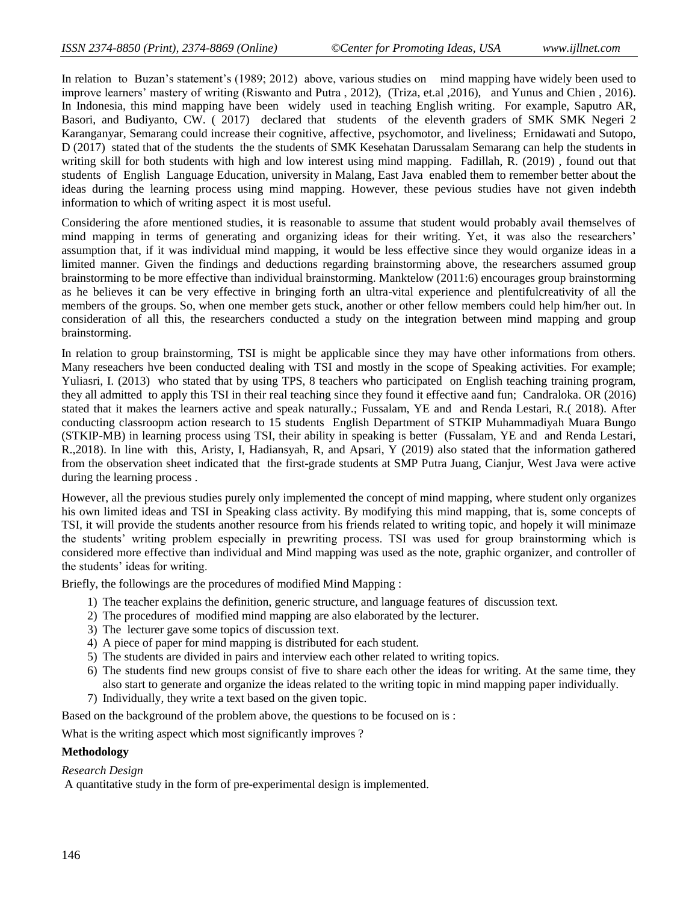In relation to Buzan's statement's (1989; 2012) above, various studies on mind mapping have widely been used to improve learners' mastery of writing (Riswanto and Putra , 2012), (Triza, et.al ,2016), and Yunus and Chien , 2016). In Indonesia, this mind mapping have been widely used in teaching English writing. For example, Saputro AR, Basori, and Budiyanto, CW. ( 2017) declared that students of the eleventh graders of SMK SMK Negeri 2 Karanganyar, Semarang could increase their cognitive, affective, psychomotor, and liveliness; Ernidawati and Sutopo, D (2017) stated that of the students the the students of SMK Kesehatan Darussalam Semarang can help the students in writing skill for both students with high and low interest using mind mapping. Fadillah, R. (2019) , found out that students of English Language Education, university in Malang, East Java enabled them to remember better about the ideas during the learning process using mind mapping. However, these pevious studies have not given indebth information to which of writing aspect it is most useful.

Considering the afore mentioned studies, it is reasonable to assume that student would probably avail themselves of mind mapping in terms of generating and organizing ideas for their writing. Yet, it was also the researchers' assumption that, if it was individual mind mapping, it would be less effective since they would organize ideas in a limited manner. Given the findings and deductions regarding brainstorming above, the researchers assumed group brainstorming to be more effective than individual brainstorming. Manktelow (2011:6) encourages group brainstorming as he believes it can be very effective in bringing forth an ultra-vital experience and plentifulcreativity of all the members of the groups. So, when one member gets stuck, another or other fellow members could help him/her out. In consideration of all this, the researchers conducted a study on the integration between mind mapping and group brainstorming.

In relation to group brainstorming, TSI is might be applicable since they may have other informations from others. Many reseachers hve been conducted dealing with TSI and mostly in the scope of Speaking activities. For example; Yuliasri, I. (2013) who stated that by using TPS, 8 teachers who participated on English teaching training program, they all admitted to apply this TSI in their real teaching since they found it effective aand fun; Candraloka. OR (2016) stated that it makes the learners active and speak naturally.; Fussalam, YE and and Renda Lestari, R.( 2018). After conducting classroopm action research to 15 students English Department of STKIP Muhammadiyah Muara Bungo (STKIP-MB) in learning process using TSI, their ability in speaking is better (Fussalam, YE and and Renda Lestari, R.,2018). In line with this, Aristy, I, Hadiansyah, R, and Apsari, Y (2019) also stated that the information gathered from the observation sheet indicated that the first-grade students at SMP Putra Juang, Cianjur, West Java were active during the learning process .

However, all the previous studies purely only implemented the concept of mind mapping, where student only organizes his own limited ideas and TSI in Speaking class activity. By modifying this mind mapping, that is, some concepts of TSI, it will provide the students another resource from his friends related to writing topic, and hopely it will minimaze the students' writing problem especially in prewriting process. TSI was used for group brainstorming which is considered more effective than individual and Mind mapping was used as the note, graphic organizer, and controller of the students' ideas for writing.

Briefly, the followings are the procedures of modified Mind Mapping :

1) The teacher explains the definition, generic structure, and language features of discussion text.
2) The procedures of modified mind mapping are also elaborated by the lecturer.
3) The lecturer gave some topics of discussion text.
4) A piece of paper for mind mapping is distributed for each student.
5) The students are divided in pairs and interview each other related to writing topics.
6) The students find new groups consist of five to share each other the ideas for writing. At the same time, they also start to generate and organize the ideas related to the writing topic in mind mapping paper individually.
7) Individually, they write a text based on the given topic.

Based on the background of the problem above, the questions to be focused on is :

What is the writing aspect which most significantly improves ?

## Methodology

*Research Design*

A quantitative study in the form of pre-experimental design is implemented.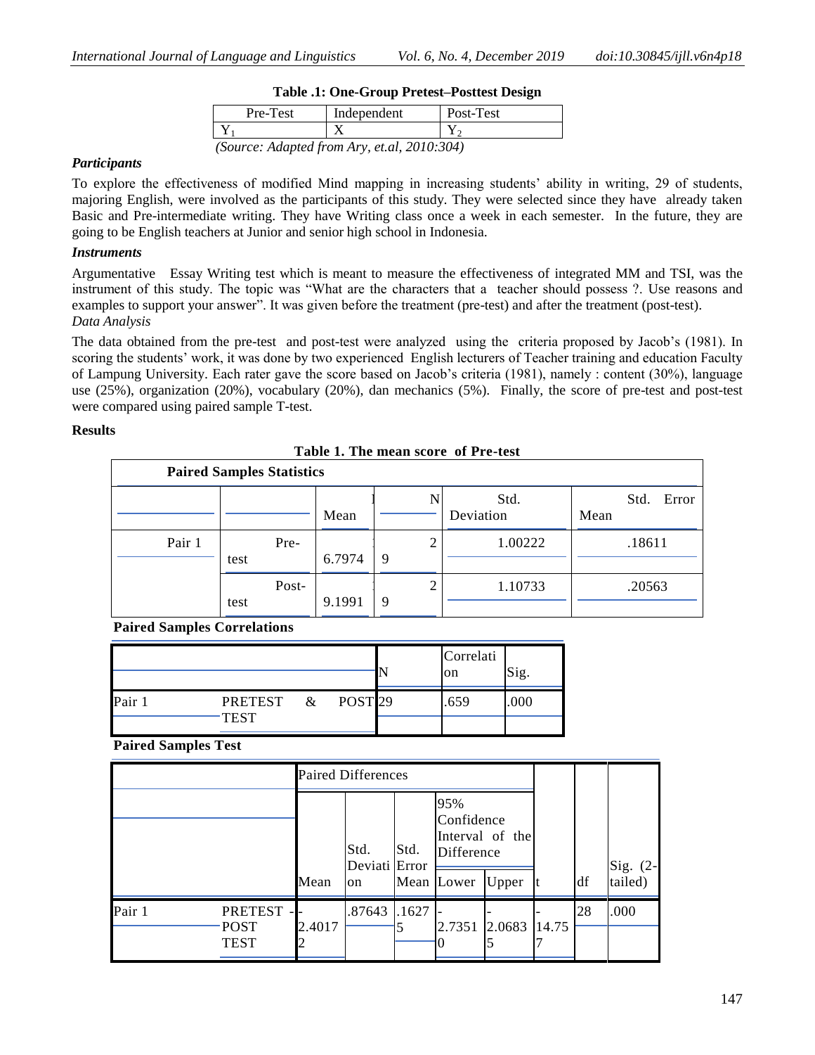**Table .1: One-Group Pretest–Posttest Design**

| Pre-Test | Independent | Post-Test |
|---|---|---|
| $Y_1$ | X | $Y_2$ |

*(Source: Adapted from Ary, et.al, 2010:304)*

### *Participants*

To explore the effectiveness of modified Mind mapping in increasing students' ability in writing, 29 of students, majoring English, were involved as the participants of this study. They were selected since they have already taken Basic and Pre-intermediate writing. They have Writing class once a week in each semester. In the future, they are going to be English teachers at Junior and senior high school in Indonesia.

### *Instruments*

Argumentative Essay Writing test which is meant to measure the effectiveness of integrated MM and TSI, was the instrument of this study. The topic was "What are the characters that a teacher should possess ?. Use reasons and examples to support your answer". It was given before the treatment (pre-test) and after the treatment (post-test).

*Data Analysis*

The data obtained from the pre-test and post-test were analyzed using the criteria proposed by Jacob's (1981). In scoring the students' work, it was done by two experienced English lecturers of Teacher training and education Faculty of Lampung University. Each rater gave the score based on Jacob's criteria (1981), namely : content (30%), language use (25%), organization (20%), vocabulary (20%), dan mechanics (5%). Finally, the score of pre-test and post-test were compared using paired sample T-test.

### Results

**Table 1. The mean score of Pre-test**

**Paired Samples Statistics**

| | | Mean | N | Std. Deviation | Std. Error Mean |
|---|---|---|---|---|---|
| Pair 1 | Pre-test | 6.7974 | 29 | 1.00222 | .18611 |
| | Post-test | 9.1991 | 29 | 1.10733 | .20563 |

**Paired Samples Correlations**

| | | N | Correlation | Sig. |
|---|---|---|---|---|
| Pair 1 | PRETEST & POSTTEST | 29 | .659 | .000 |

**Paired Samples Test**

| | | Paired Differences | | | | | t | df | Sig. (2-tailed) |
|---|---|---|---|---|---|---|---|---|---|
| | | Mean | Std. Deviation | Std. Error Mean | 95% Confidence Interval of the Difference Lower | Upper | | | |
| Pair 1 | PRETEST - POST TEST | -2.40172 | .87643 | .16275 | -2.73510 | -2.06835 | -14.757 | 28 | .000 |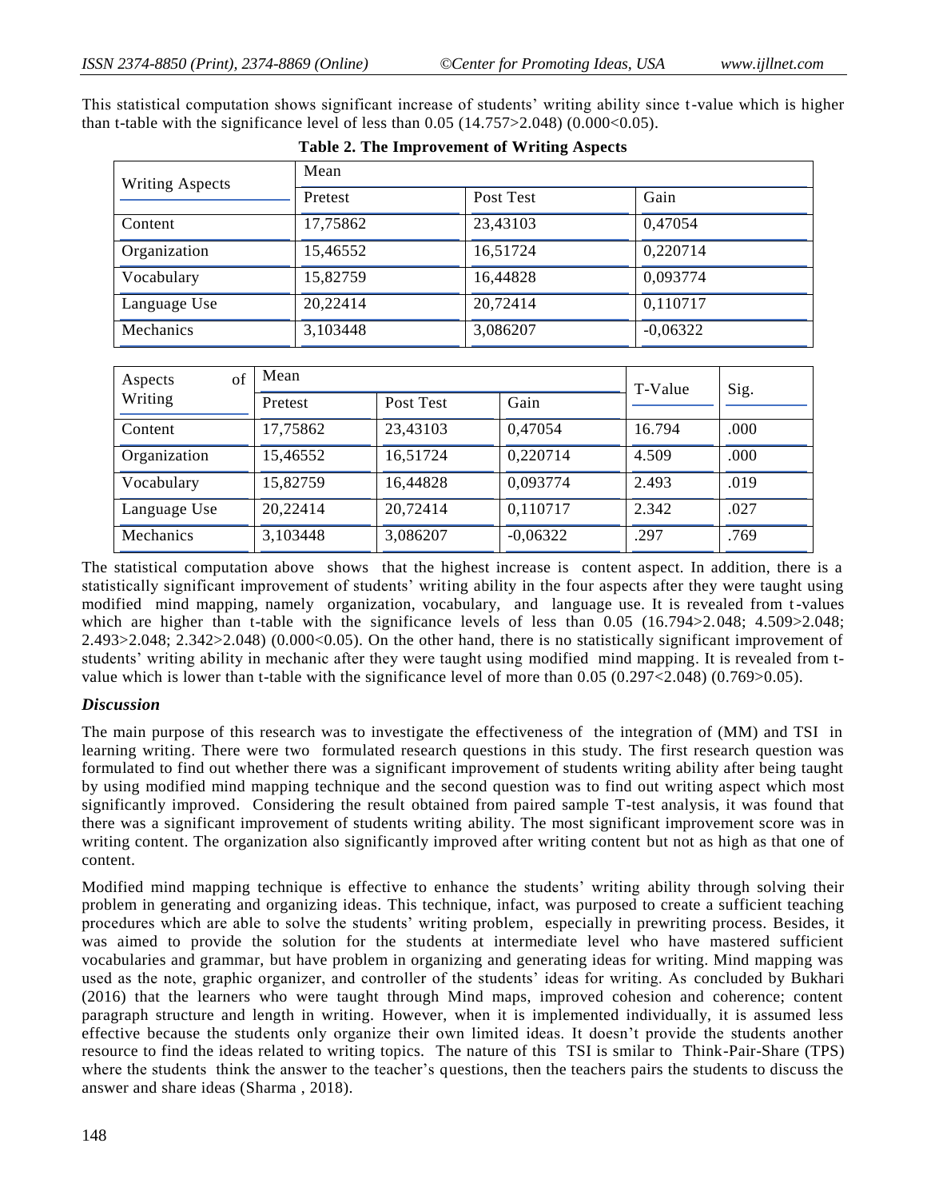This statistical computation shows significant increase of students' writing ability since t-value which is higher than t-table with the significance level of less than 0.05 (14.757>2.048) (0.000<0.05).

**Table 2. The Improvement of Writing Aspects**

| Writing Aspects | Mean | | |
|---|---|---|---|
| | Pretest | Post Test | Gain |
| Content | 17,75862 | 23,43103 | 0,47054 |
| Organization | 15,46552 | 16,51724 | 0,220714 |
| Vocabulary | 15,82759 | 16,44828 | 0,093774 |
| Language Use | 20,22414 | 20,72414 | 0,110717 |
| Mechanics | 3,103448 | 3,086207 | -0,06322 |

| Aspects of Writing | Mean | | | T-Value | Sig. |
|---|---|---|---|---|---|
| | Pretest | Post Test | Gain | | |
| Content | 17,75862 | 23,43103 | 0,47054 | 16.794 | .000 |
| Organization | 15,46552 | 16,51724 | 0,220714 | 4.509 | .000 |
| Vocabulary | 15,82759 | 16,44828 | 0,093774 | 2.493 | .019 |
| Language Use | 20,22414 | 20,72414 | 0,110717 | 2.342 | .027 |
| Mechanics | 3,103448 | 3,086207 | -0,06322 | .297 | .769 |

The statistical computation above shows that the highest increase is content aspect. In addition, there is a statistically significant improvement of students' writing ability in the four aspects after they were taught using modified mind mapping, namely organization, vocabulary, and language use. It is revealed from t-values which are higher than t-table with the significance levels of less than 0.05 (16.794>2.048; 4.509>2.048; 2.493>2.048; 2.342>2.048) (0.000<0.05). On the other hand, there is no statistically significant improvement of students' writing ability in mechanic after they were taught using modified mind mapping. It is revealed from t-value which is lower than t-table with the significance level of more than 0.05 (0.297<2.048) (0.769>0.05).

### *Discussion*

The main purpose of this research was to investigate the effectiveness of the integration of (MM) and TSI in learning writing. There were two formulated research questions in this study. The first research question was formulated to find out whether there was a significant improvement of students writing ability after being taught by using modified mind mapping technique and the second question was to find out writing aspect which most significantly improved. Considering the result obtained from paired sample T-test analysis, it was found that there was a significant improvement of students writing ability. The most significant improvement score was in writing content. The organization also significantly improved after writing content but not as high as that one of content.

Modified mind mapping technique is effective to enhance the students' writing ability through solving their problem in generating and organizing ideas. This technique, infact, was purposed to create a sufficient teaching procedures which are able to solve the students' writing problem, especially in prewriting process. Besides, it was aimed to provide the solution for the students at intermediate level who have mastered sufficient vocabularies and grammar, but have problem in organizing and generating ideas for writing. Mind mapping was used as the note, graphic organizer, and controller of the students' ideas for writing. As concluded by Bukhari (2016) that the learners who were taught through Mind maps, improved cohesion and coherence; content paragraph structure and length in writing. However, when it is implemented individually, it is assumed less effective because the students only organize their own limited ideas. It doesn't provide the students another resource to find the ideas related to writing topics. The nature of this TSI is smilar to Think-Pair-Share (TPS) where the students think the answer to the teacher's questions, then the teachers pairs the students to discuss the answer and share ideas (Sharma , 2018).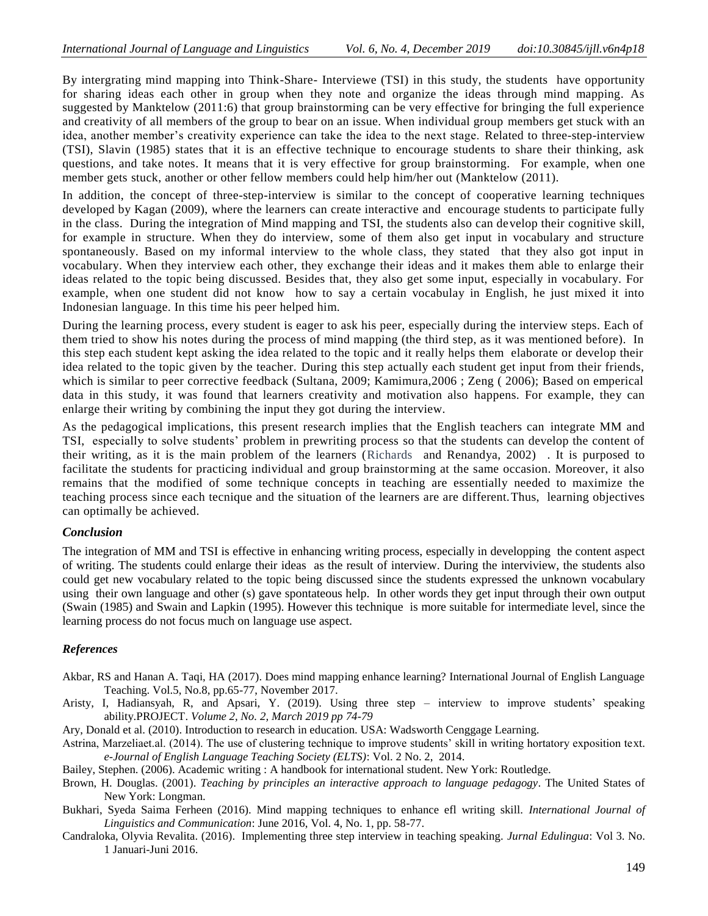By intergrating mind mapping into Think-Share- Interviewe (TSI) in this study, the students have opportunity for sharing ideas each other in group when they note and organize the ideas through mind mapping. As suggested by Manktelow (2011:6) that group brainstorming can be very effective for bringing the full experience and creativity of all members of the group to bear on an issue. When individual group members get stuck with an idea, another member's creativity experience can take the idea to the next stage. Related to three-step-interview (TSI), Slavin (1985) states that it is an effective technique to encourage students to share their thinking, ask questions, and take notes. It means that it is very effective for group brainstorming. For example, when one member gets stuck, another or other fellow members could help him/her out (Manktelow (2011).

In addition, the concept of three-step-interview is similar to the concept of cooperative learning techniques developed by Kagan (2009), where the learners can create interactive and encourage students to participate fully in the class. During the integration of Mind mapping and TSI, the students also can develop their cognitive skill, for example in structure. When they do interview, some of them also get input in vocabulary and structure spontaneously. Based on my informal interview to the whole class, they stated that they also got input in vocabulary. When they interview each other, they exchange their ideas and it makes them able to enlarge their ideas related to the topic being discussed. Besides that, they also get some input, especially in vocabulary. For example, when one student did not know how to say a certain vocabulay in English, he just mixed it into Indonesian language. In this time his peer helped him.

During the learning process, every student is eager to ask his peer, especially during the interview steps. Each of them tried to show his notes during the process of mind mapping (the third step, as it was mentioned before). In this step each student kept asking the idea related to the topic and it really helps them elaborate or develop their idea related to the topic given by the teacher. During this step actually each student get input from their friends, which is similar to peer corrective feedback (Sultana, 2009; Kamimura,2006 ; Zeng ( 2006); Based on emperical data in this study, it was found that learners creativity and motivation also happens. For example, they can enlarge their writing by combining the input they got during the interview.

As the pedagogical implications, this present research implies that the English teachers can integrate MM and TSI, especially to solve students' problem in prewriting process so that the students can develop the content of their writing, as it is the main problem of the learners (Richards and Renandya, 2002) . It is purposed to facilitate the students for practicing individual and group brainstorming at the same occasion. Moreover, it also remains that the modified of some technique concepts in teaching are essentially needed to maximize the teaching process since each tecnique and the situation of the learners are are different. Thus, learning objectives can optimally be achieved.

### *Conclusion*

The integration of MM and TSI is effective in enhancing writing process, especially in developping the content aspect of writing. The students could enlarge their ideas as the result of interview. During the interviview, the students also could get new vocabulary related to the topic being discussed since the students expressed the unknown vocabulary using their own language and other (s) gave spontateous help. In other words they get input through their own output (Swain (1985) and Swain and Lapkin (1995). However this technique is more suitable for intermediate level, since the learning process do not focus much on language use aspect.

### *References*

Akbar, RS and Hanan A. Taqi, HA (2017). Does mind mapping enhance learning? International Journal of English Language Teaching. Vol.5, No.8, pp.65-77, November 2017.

Aristy, I, Hadiansyah, R, and Apsari, Y. (2019). Using three step – interview to improve students' speaking ability.PROJECT. *Volume 2, No. 2, March 2019 pp 74-79*

Ary, Donald et al. (2010). Introduction to research in education. USA: Wadsworth Cenggage Learning.

Astrina, Marzeliaet.al. (2014). The use of clustering technique to improve students' skill in writing hortatory exposition text. *e-Journal of English Language Teaching Society (ELTS)*: Vol. 2 No. 2, 2014.

Bailey, Stephen. (2006). Academic writing : A handbook for international student. New York: Routledge.

Brown, H. Douglas. (2001). *Teaching by principles an interactive approach to language pedagogy*. The United States of New York: Longman.

Bukhari, Syeda Saima Ferheen (2016). Mind mapping techniques to enhance efl writing skill. *International Journal of Linguistics and Communication*: June 2016, Vol. 4, No. 1, pp. 58-77.

Candraloka, Olyvia Revalita. (2016). Implementing three step interview in teaching speaking. *Jurnal Edulingua*: Vol 3. No. 1 Januari-Juni 2016.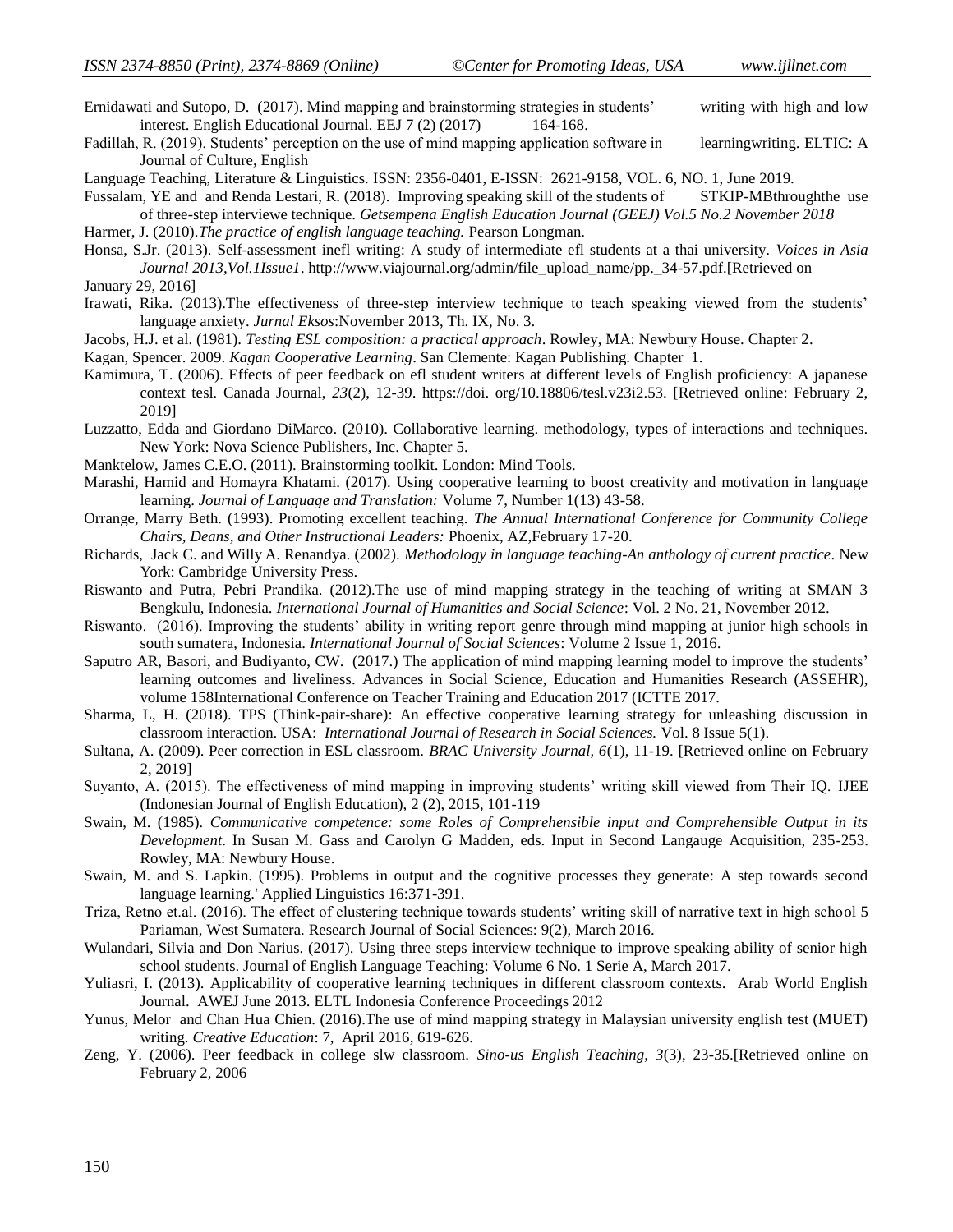Ernidawati and Sutopo, D. (2017). Mind mapping and brainstorming strategies in students' writing with high and low interest. English Educational Journal. EEJ 7 (2) (2017) 164-168.

Fadillah, R. (2019). Students' perception on the use of mind mapping application software in learningwriting. ELTIC: A Journal of Culture, English

Language Teaching, Literature & Linguistics. ISSN: 2356-0401, E-ISSN: 2621-9158, VOL. 6, NO. 1, June 2019.

Fussalam, YE and and Renda Lestari, R. (2018). Improving speaking skill of the students of STKIP-MBthroughthe use of three-step interviewe technique. *Getsempena English Education Journal (GEEJ) Vol.5 No.2 November 2018*

Harmer, J. (2010).*The practice of english language teaching.* Pearson Longman.

Honsa, S.Jr. (2013). Self-assessment inefl writing: A study of intermediate efl students at a thai university. *Voices in Asia Journal 2013,Vol.1Issue1*. http://www.viajournal.org/admin/file_upload_name/pp._34-57.pdf.[Retrieved on January 29, 2016]

Irawati, Rika. (2013).The effectiveness of three-step interview technique to teach speaking viewed from the students' language anxiety. *Jurnal Eksos*:November 2013, Th. IX, No. 3.

Jacobs, H.J. et al. (1981). *Testing ESL composition: a practical approach*. Rowley, MA: Newbury House. Chapter 2.

Kagan, Spencer. 2009. *Kagan Cooperative Learning*. San Clemente: Kagan Publishing. Chapter 1.

Kamimura, T. (2006). Effects of peer feedback on efl student writers at different levels of English proficiency: A japanese context tesl. Canada Journal, *23*(2), 12-39. https://doi. org/10.18806/tesl.v23i2.53. [Retrieved online: February 2, 2019]

Luzzatto, Edda and Giordano DiMarco. (2010). Collaborative learning. methodology, types of interactions and techniques. New York: Nova Science Publishers, Inc. Chapter 5.

Manktelow, James C.E.O. (2011). Brainstorming toolkit. London: Mind Tools.

Marashi, Hamid and Homayra Khatami. (2017). Using cooperative learning to boost creativity and motivation in language learning. *Journal of Language and Translation:* Volume 7, Number 1(13) 43-58.

Orrange, Marry Beth. (1993). Promoting excellent teaching. *The Annual International Conference for Community College Chairs, Deans, and Other Instructional Leaders:* Phoenix, AZ,February 17-20.

Richards, Jack C. and Willy A. Renandya. (2002). *Methodology in language teaching-An anthology of current practice*. New York: Cambridge University Press.

Riswanto and Putra, Pebri Prandika. (2012).The use of mind mapping strategy in the teaching of writing at SMAN 3 Bengkulu, Indonesia. *International Journal of Humanities and Social Science*: Vol. 2 No. 21, November 2012.

Riswanto. (2016). Improving the students' ability in writing report genre through mind mapping at junior high schools in south sumatera, Indonesia. *International Journal of Social Sciences*: Volume 2 Issue 1, 2016.

Saputro AR, Basori, and Budiyanto, CW. (2017.) The application of mind mapping learning model to improve the students' learning outcomes and liveliness. Advances in Social Science, Education and Humanities Research (ASSEHR), volume 158International Conference on Teacher Training and Education 2017 (ICTTE 2017.

Sharma, L, H. (2018). TPS (Think-pair-share): An effective cooperative learning strategy for unleashing discussion in classroom interaction. USA: *International Journal of Research in Social Sciences.* Vol. 8 Issue 5(1).

Sultana, A. (2009). Peer correction in ESL classroom. *BRAC University Journal, 6*(1), 11-19. [Retrieved online on February 2, 2019]

Suyanto, A. (2015). The effectiveness of mind mapping in improving students' writing skill viewed from Their IQ. IJEE (Indonesian Journal of English Education), 2 (2), 2015, 101-119

Swain, M. (1985). *Communicative competence: some Roles of Comprehensible input and Comprehensible Output in its Development*. In Susan M. Gass and Carolyn G Madden, eds. Input in Second Langauge Acquisition, 235-253. Rowley, MA: Newbury House.

Swain, M. and S. Lapkin. (1995). Problems in output and the cognitive processes they generate: A step towards second language learning.' Applied Linguistics 16:371-391.

Triza, Retno et.al. (2016). The effect of clustering technique towards students' writing skill of narrative text in high school 5 Pariaman, West Sumatera. Research Journal of Social Sciences: 9(2), March 2016.

Wulandari, Silvia and Don Narius. (2017). Using three steps interview technique to improve speaking ability of senior high school students. Journal of English Language Teaching: Volume 6 No. 1 Serie A, March 2017.

Yuliasri, I. (2013). Applicability of cooperative learning techniques in different classroom contexts. Arab World English Journal. AWEJ June 2013. ELTL Indonesia Conference Proceedings 2012

Yunus, Melor and Chan Hua Chien. (2016).The use of mind mapping strategy in Malaysian university english test (MUET) writing. *Creative Education*: 7, April 2016, 619-626.

Zeng, Y. (2006). Peer feedback in college slw classroom. *Sino-us English Teaching, 3*(3), 23-35.[Retrieved online on February 2, 2006